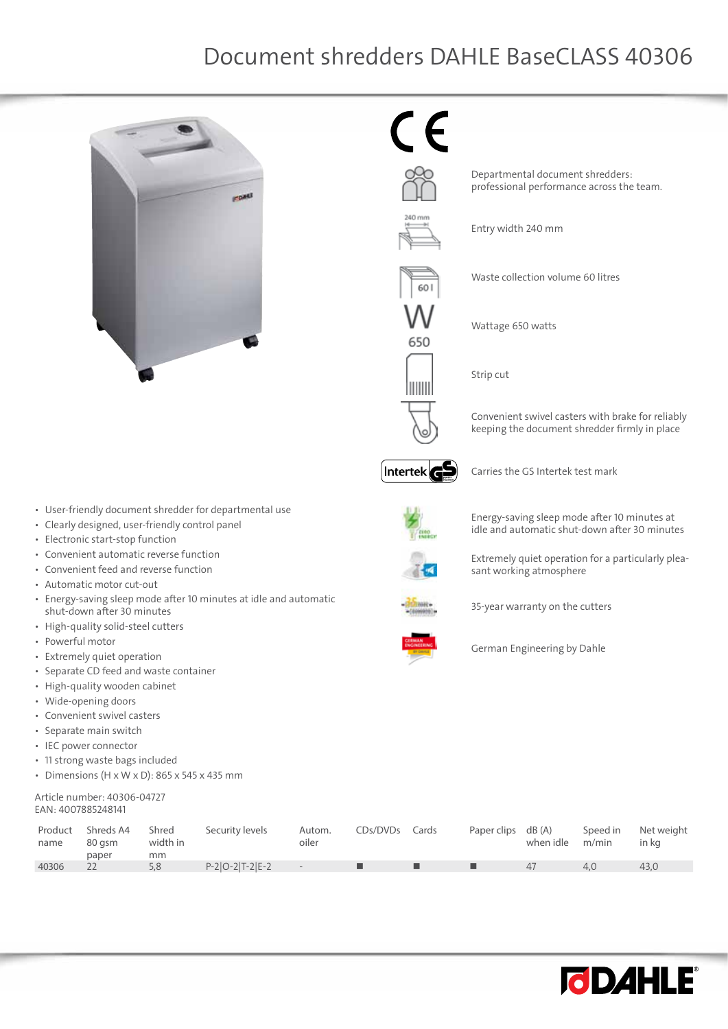# Document shredders DAHLE BaseCLASS 40306

Departmental document shredders: professional performance across the team.

Entry width 240 mm

Waste collection volume 60 litres

Wattage 650 watts

Strip cut

Convenient swivel casters with brake for reliably keeping the document shredder firmly in place

Carries the GS Intertek test mark

Energy-saving sleep mode after 10 minutes at idle and automatic shut-down after 30 minutes

Extremely quiet operation for a particularly pleasant working atmosphere

35-year warranty on the cutters

German Engineering by Dahle

- User-friendly document shredder for departmental use
- Clearly designed, user-friendly control panel
- Electronic start-stop function
- Convenient automatic reverse function
- Convenient feed and reverse function
- Automatic motor cut-out
- Energy-saving sleep mode after 10 minutes at idle and automatic shut-down after 30 minutes
- High-quality solid-steel cutters
- Powerful motor
- Extremely quiet operation
- Separate CD feed and waste container
- High-quality wooden cabinet
- Wide-opening doors
- Convenient swivel casters
- Separate main switch
- IEC power connector
- 11 strong waste bags included
- Dimensions (H x W x D): 865 x 545 x 435 mm

Article number: 40306-04727
EAN: 4007885248141

| Product name | Shreds A4 80 gsm paper | Shred width in mm | Security levels | Autom. oiler | CDs/DVDs | Cards | Paper clips | dB (A) when idle | Speed in m/min | Net weight in kg |
|---|---|---|---|---|---|---|---|---|---|---|
| 40306 | 22 | 5,8 | P-2\|O-2\|T-2\|E-2 | - | ■ | ■ | ■ | 47 | 4,0 | 43,0 |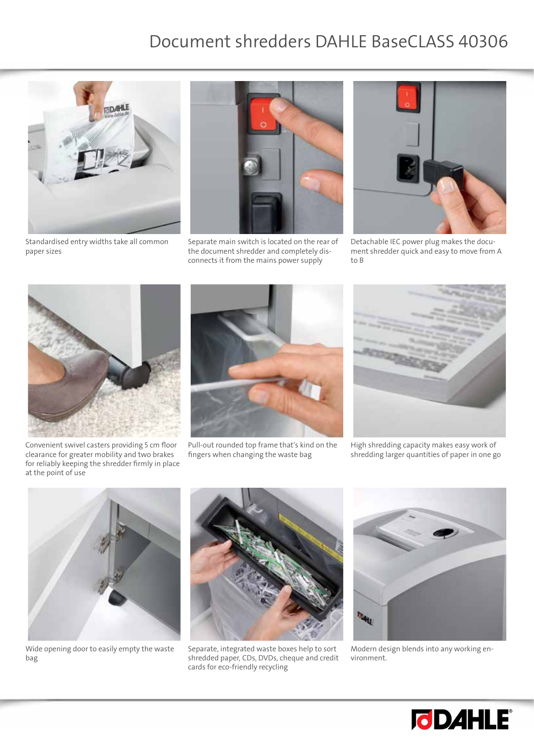# Document shredders DAHLE BaseCLASS 40306

Standardised entry widths take all common paper sizes

Separate main switch is located on the rear of the document shredder and completely disconnects it from the mains power supply

Detachable IEC power plug makes the document shredder quick and easy to move from A to B

Convenient swivel casters providing 5 cm floor clearance for greater mobility and two brakes for reliably keeping the shredder firmly in place at the point of use

Pull-out rounded top frame that's kind on the fingers when changing the waste bag

High shredding capacity makes easy work of shredding larger quantities of paper in one go

Wide opening door to easily empty the waste bag

Separate, integrated waste boxes help to sort shredded paper, CDs, DVDs, cheque and credit cards for eco-friendly recycling

Modern design blends into any working environment.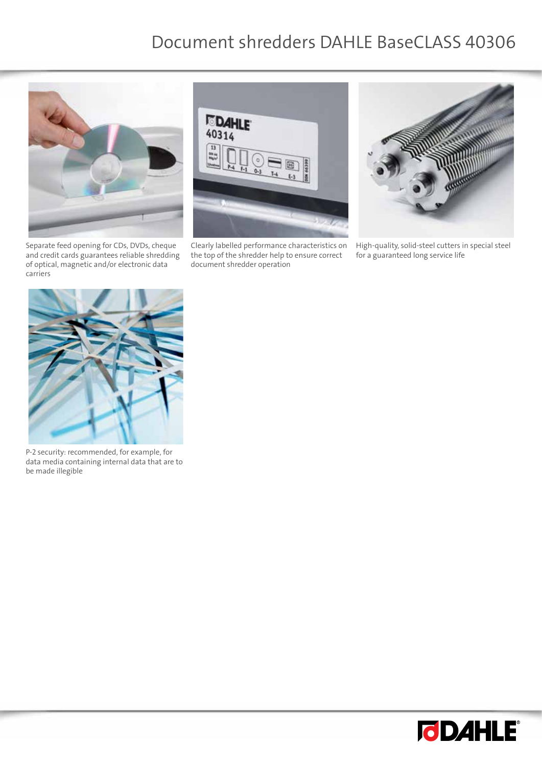# Document shredders DAHLE BaseCLASS 40306

Separate feed opening for CDs, DVDs, cheque and credit cards guarantees reliable shredding of optical, magnetic and/or electronic data carriers

Clearly labelled performance characteristics on the top of the shredder help to ensure correct document shredder operation

High-quality, solid-steel cutters in special steel for a guaranteed long service life

P-2 security: recommended, for example, for data media containing internal data that are to be made illegible